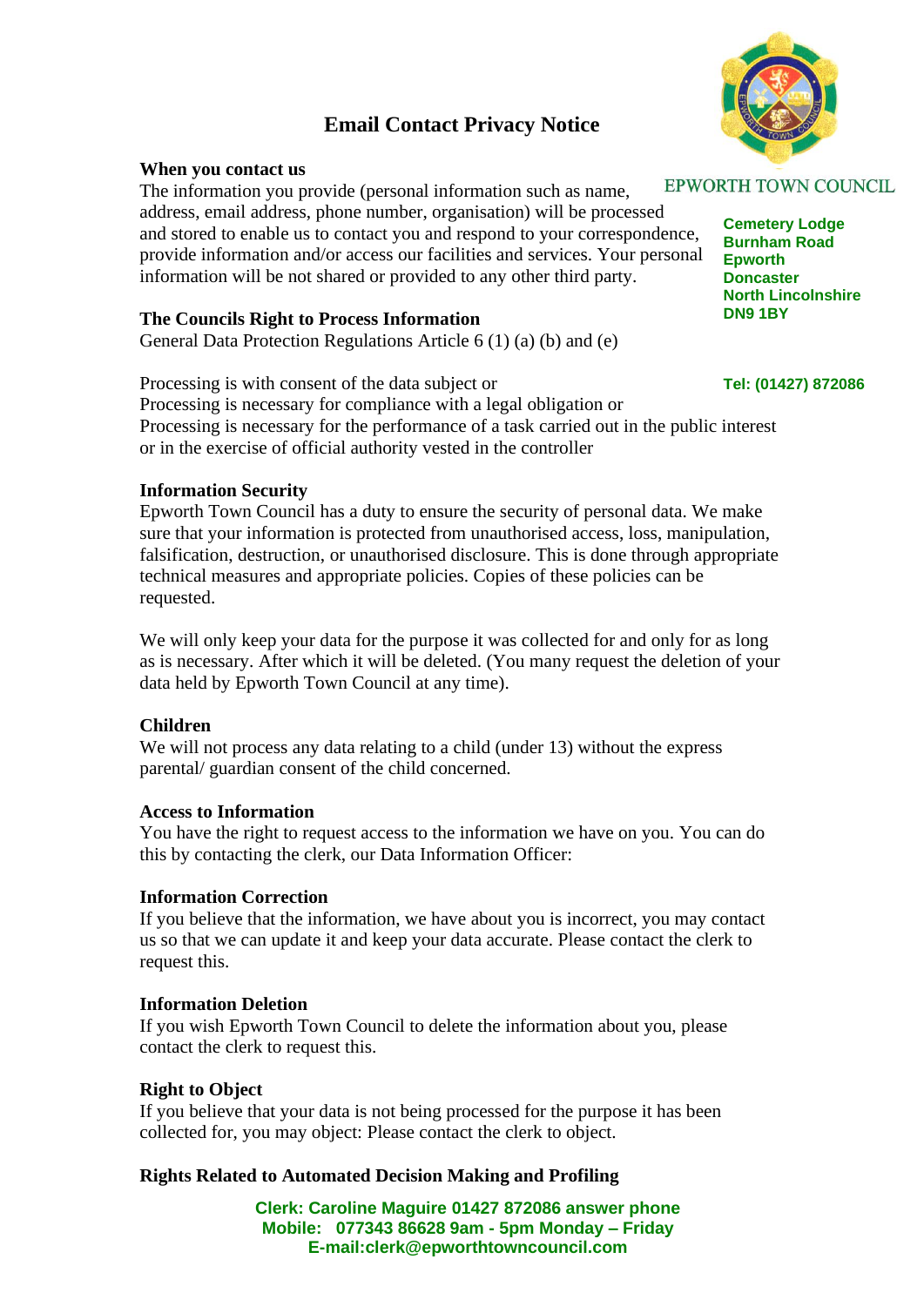# Email Contact Privacy Notice

EPWORTH TOWN COUNCIL

**Cemetery Lodge**
**Burnham Road**
**Epworth**
**Doncaster**
**North Lincolnshire**
**DN9 1BY**

**Tel: (01427) 872086**

**When you contact us**
The information you provide (personal information such as name, address, email address, phone number, organisation) will be processed and stored to enable us to contact you and respond to your correspondence, provide information and/or access our facilities and services. Your personal information will be not shared or provided to any other third party.

**The Councils Right to Process Information**
General Data Protection Regulations Article 6 (1) (a) (b) and (e)

Processing is with consent of the data subject or
Processing is necessary for compliance with a legal obligation or
Processing is necessary for the performance of a task carried out in the public interest or in the exercise of official authority vested in the controller

**Information Security**
Epworth Town Council has a duty to ensure the security of personal data. We make sure that your information is protected from unauthorised access, loss, manipulation, falsification, destruction, or unauthorised disclosure. This is done through appropriate technical measures and appropriate policies. Copies of these policies can be requested.

We will only keep your data for the purpose it was collected for and only for as long as is necessary. After which it will be deleted. (You many request the deletion of your data held by Epworth Town Council at any time).

**Children**
We will not process any data relating to a child (under 13) without the express parental/ guardian consent of the child concerned.

**Access to Information**
You have the right to request access to the information we have on you. You can do this by contacting the clerk, our Data Information Officer:

**Information Correction**
If you believe that the information, we have about you is incorrect, you may contact us so that we can update it and keep your data accurate. Please contact the clerk to request this.

**Information Deletion**
If you wish Epworth Town Council to delete the information about you, please contact the clerk to request this.

**Right to Object**
If you believe that your data is not being processed for the purpose it has been collected for, you may object: Please contact the clerk to object.

**Rights Related to Automated Decision Making and Profiling**

**Clerk: Caroline Maguire 01427 872086 answer phone**
**Mobile: 077343 86628 9am - 5pm Monday – Friday**
**E-mail:clerk@epworthtowncouncil.com**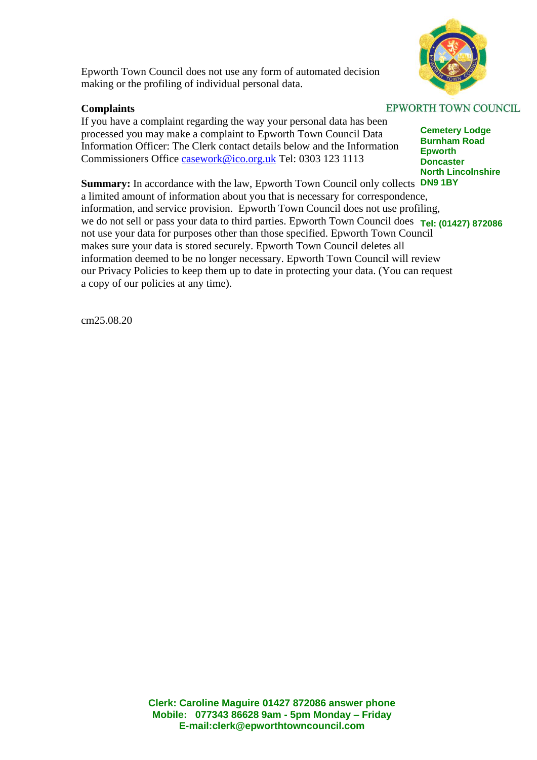Epworth Town Council does not use any form of automated decision making or the profiling of individual personal data.

EPWORTH TOWN COUNCIL

**Cemetery Lodge**
**Burnham Road**
**Epworth**
**Doncaster**
**North Lincolnshire**
**DN9 1BY**

**Tel: (01427) 872086**

**Complaints**

If you have a complaint regarding the way your personal data has been processed you may make a complaint to Epworth Town Council Data Information Officer: The Clerk contact details below and the Information Commissioners Office casework@ico.org.uk Tel: 0303 123 1113

**Summary:** In accordance with the law, Epworth Town Council only collects a limited amount of information about you that is necessary for correspondence, information, and service provision. Epworth Town Council does not use profiling, we do not sell or pass your data to third parties. Epworth Town Council does not use your data for purposes other than those specified. Epworth Town Council makes sure your data is stored securely. Epworth Town Council deletes all information deemed to be no longer necessary. Epworth Town Council will review our Privacy Policies to keep them up to date in protecting your data. (You can request a copy of our policies at any time).

cm25.08.20

**Clerk: Caroline Maguire 01427 872086 answer phone**
**Mobile: 077343 86628 9am - 5pm Monday – Friday**
**E-mail:clerk@epworthtowncouncil.com**